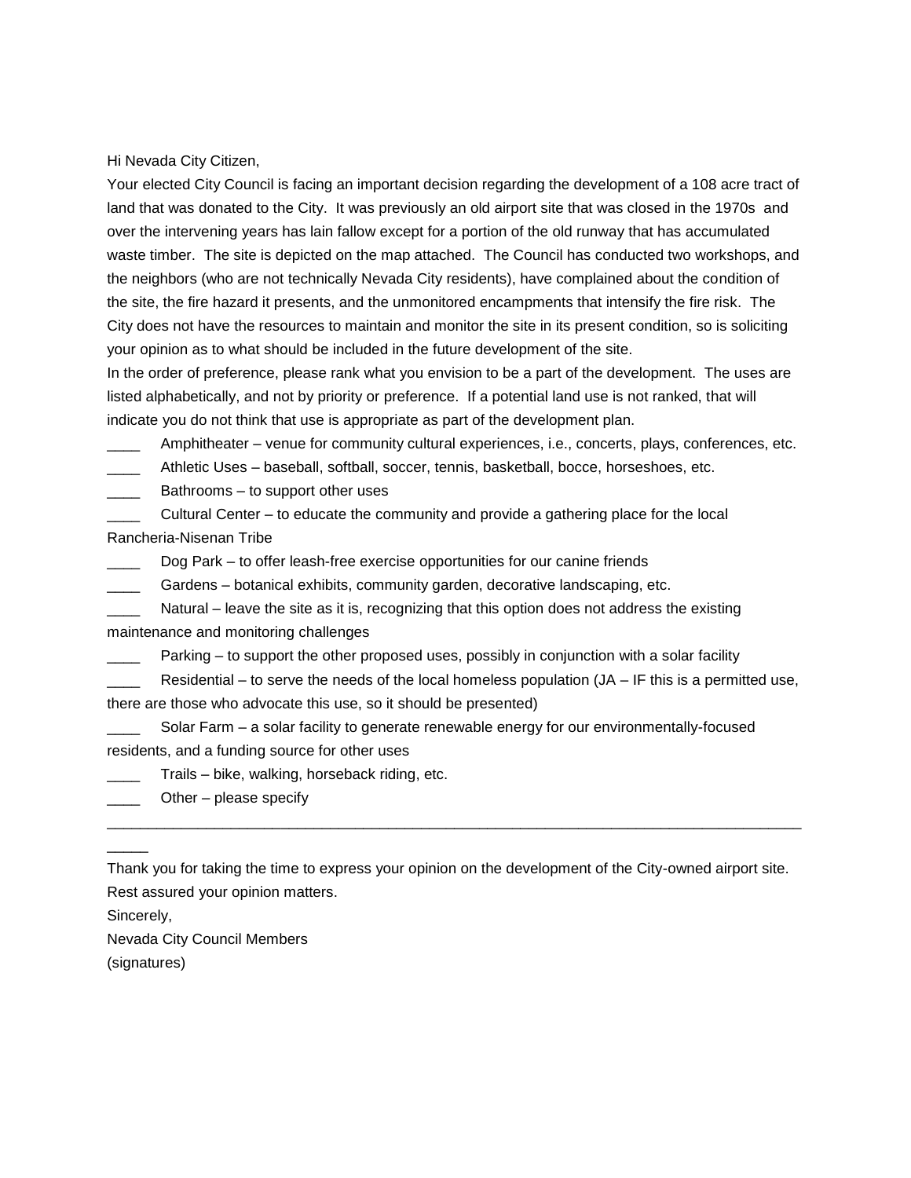Hi Nevada City Citizen,

Your elected City Council is facing an important decision regarding the development of a 108 acre tract of land that was donated to the City. It was previously an old airport site that was closed in the 1970s and over the intervening years has lain fallow except for a portion of the old runway that has accumulated waste timber. The site is depicted on the map attached. The Council has conducted two workshops, and the neighbors (who are not technically Nevada City residents), have complained about the condition of the site, the fire hazard it presents, and the unmonitored encampments that intensify the fire risk. The City does not have the resources to maintain and monitor the site in its present condition, so is soliciting your opinion as to what should be included in the future development of the site.

In the order of preference, please rank what you envision to be a part of the development. The uses are listed alphabetically, and not by priority or preference. If a potential land use is not ranked, that will indicate you do not think that use is appropriate as part of the development plan.

____ Amphitheater – venue for community cultural experiences, i.e., concerts, plays, conferences, etc.

____ Athletic Uses – baseball, softball, soccer, tennis, basketball, bocce, horseshoes, etc.

____ Bathrooms – to support other uses

____ Cultural Center – to educate the community and provide a gathering place for the local Rancheria-Nisenan Tribe

____ Dog Park – to offer leash-free exercise opportunities for our canine friends

____ Gardens – botanical exhibits, community garden, decorative landscaping, etc.

____ Natural – leave the site as it is, recognizing that this option does not address the existing maintenance and monitoring challenges

____ Parking – to support the other proposed uses, possibly in conjunction with a solar facility

____ Residential – to serve the needs of the local homeless population (JA – IF this is a permitted use, there are those who advocate this use, so it should be presented)

____ Solar Farm – a solar facility to generate renewable energy for our environmentally-focused residents, and a funding source for other uses

____ Trails – bike, walking, horseback riding, etc.

____ Other – please specify

_____________________________________________________________________________________

Thank you for taking the time to express your opinion on the development of the City-owned airport site. Rest assured your opinion matters.

Sincerely,

Nevada City Council Members

(signatures)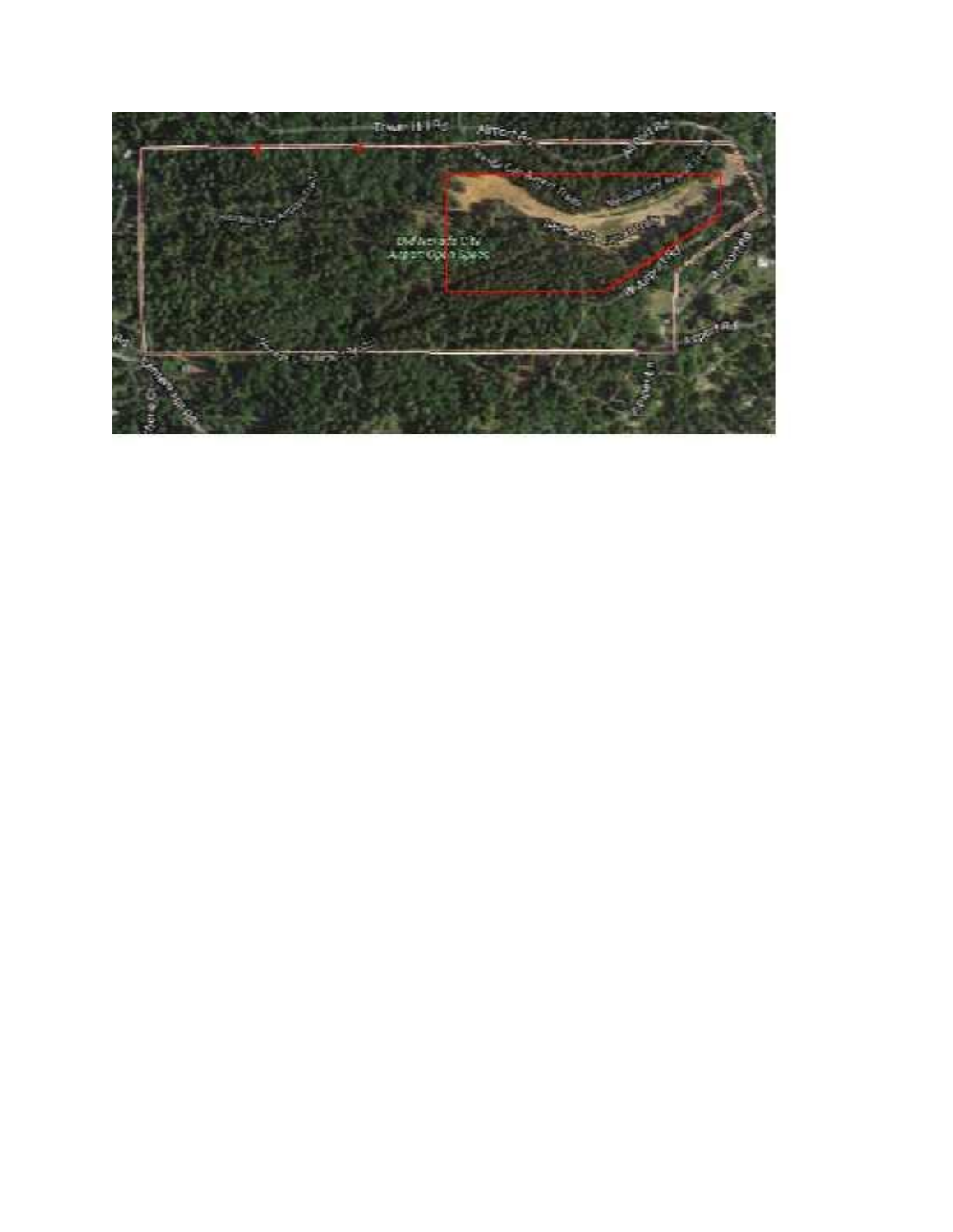Airport Rd

Old Nevada City
Airport Open Space